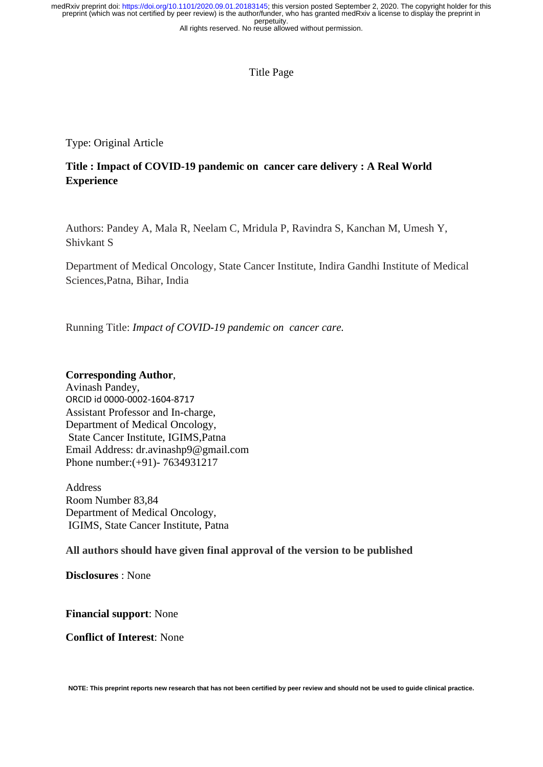Title Page

Type: Original Article

**Title : Impact of COVID-19 pandemic on cancer care delivery : A Real World Experience**

Authors: Pandey A, Mala R, Neelam C, Mridula P, Ravindra S, Kanchan M, Umesh Y, Shivkant S

Department of Medical Oncology, State Cancer Institute, Indira Gandhi Institute of Medical Sciences,Patna, Bihar, India

Running Title: *Impact of COVID-19 pandemic on cancer care.*

**Corresponding Author**,
Avinash Pandey,
ORCID id 0000-0002-1604-8717
Assistant Professor and In-charge,
Department of Medical Oncology,
State Cancer Institute, IGIMS,Patna
Email Address: dr.avinashp9@gmail.com
Phone number:(+91)- 7634931217

Address
Room Number 83,84
Department of Medical Oncology,
IGIMS, State Cancer Institute, Patna

**All authors should have given final approval of the version to be published**

**Disclosures** : None

**Financial support**: None

**Conflict of Interest**: None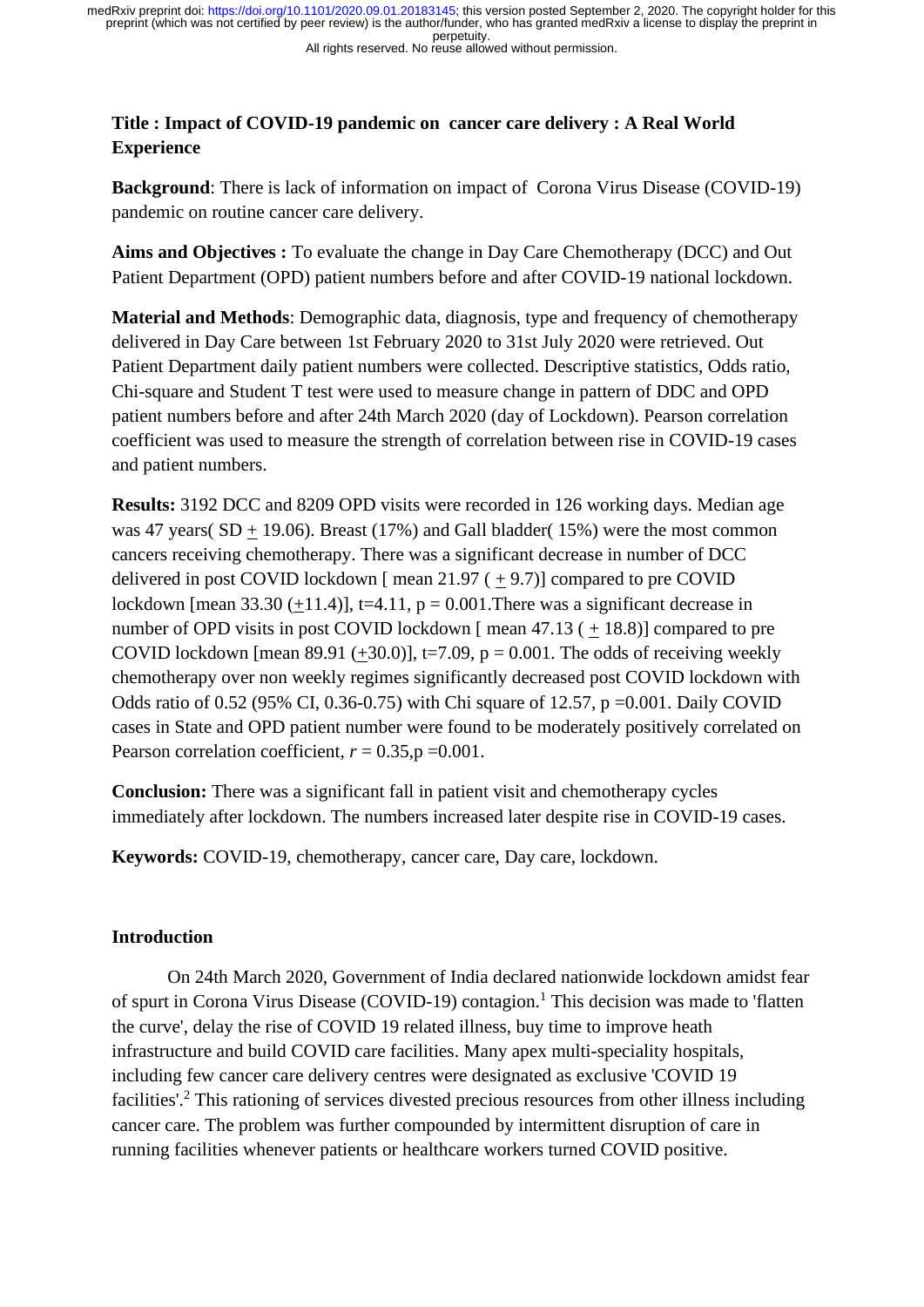**Title : Impact of COVID-19 pandemic on cancer care delivery : A Real World Experience**

**Background**: There is lack of information on impact of Corona Virus Disease (COVID-19) pandemic on routine cancer care delivery.

**Aims and Objectives :** To evaluate the change in Day Care Chemotherapy (DCC) and Out Patient Department (OPD) patient numbers before and after COVID-19 national lockdown.

**Material and Methods**: Demographic data, diagnosis, type and frequency of chemotherapy delivered in Day Care between 1st February 2020 to 31st July 2020 were retrieved. Out Patient Department daily patient numbers were collected. Descriptive statistics, Odds ratio, Chi-square and Student T test were used to measure change in pattern of DDC and OPD patient numbers before and after 24th March 2020 (day of Lockdown). Pearson correlation coefficient was used to measure the strength of correlation between rise in COVID-19 cases and patient numbers.

**Results:** 3192 DCC and 8209 OPD visits were recorded in 126 working days. Median age was 47 years( SD ± 19.06). Breast (17%) and Gall bladder( 15%) were the most common cancers receiving chemotherapy. There was a significant decrease in number of DCC delivered in post COVID lockdown [ mean 21.97 ( ± 9.7)] compared to pre COVID lockdown [mean 33.30 (±11.4)], t=4.11, p = 0.001.There was a significant decrease in number of OPD visits in post COVID lockdown [ mean 47.13 ( ± 18.8)] compared to pre COVID lockdown [mean 89.91 (±30.0)], t=7.09, p = 0.001. The odds of receiving weekly chemotherapy over non weekly regimes significantly decreased post COVID lockdown with Odds ratio of 0.52 (95% CI, 0.36-0.75) with Chi square of 12.57, p =0.001. Daily COVID cases in State and OPD patient number were found to be moderately positively correlated on Pearson correlation coefficient, $r$ = 0.35,p =0.001.

**Conclusion:** There was a significant fall in patient visit and chemotherapy cycles immediately after lockdown. The numbers increased later despite rise in COVID-19 cases.

**Keywords:** COVID-19, chemotherapy, cancer care, Day care, lockdown.

## Introduction

On 24th March 2020, Government of India declared nationwide lockdown amidst fear of spurt in Corona Virus Disease (COVID-19) contagion.[1] This decision was made to 'flatten the curve', delay the rise of COVID 19 related illness, buy time to improve heath infrastructure and build COVID care facilities. Many apex multi-speciality hospitals, including few cancer care delivery centres were designated as exclusive 'COVID 19 facilities'.[2] This rationing of services divested precious resources from other illness including cancer care. The problem was further compounded by intermittent disruption of care in running facilities whenever patients or healthcare workers turned COVID positive.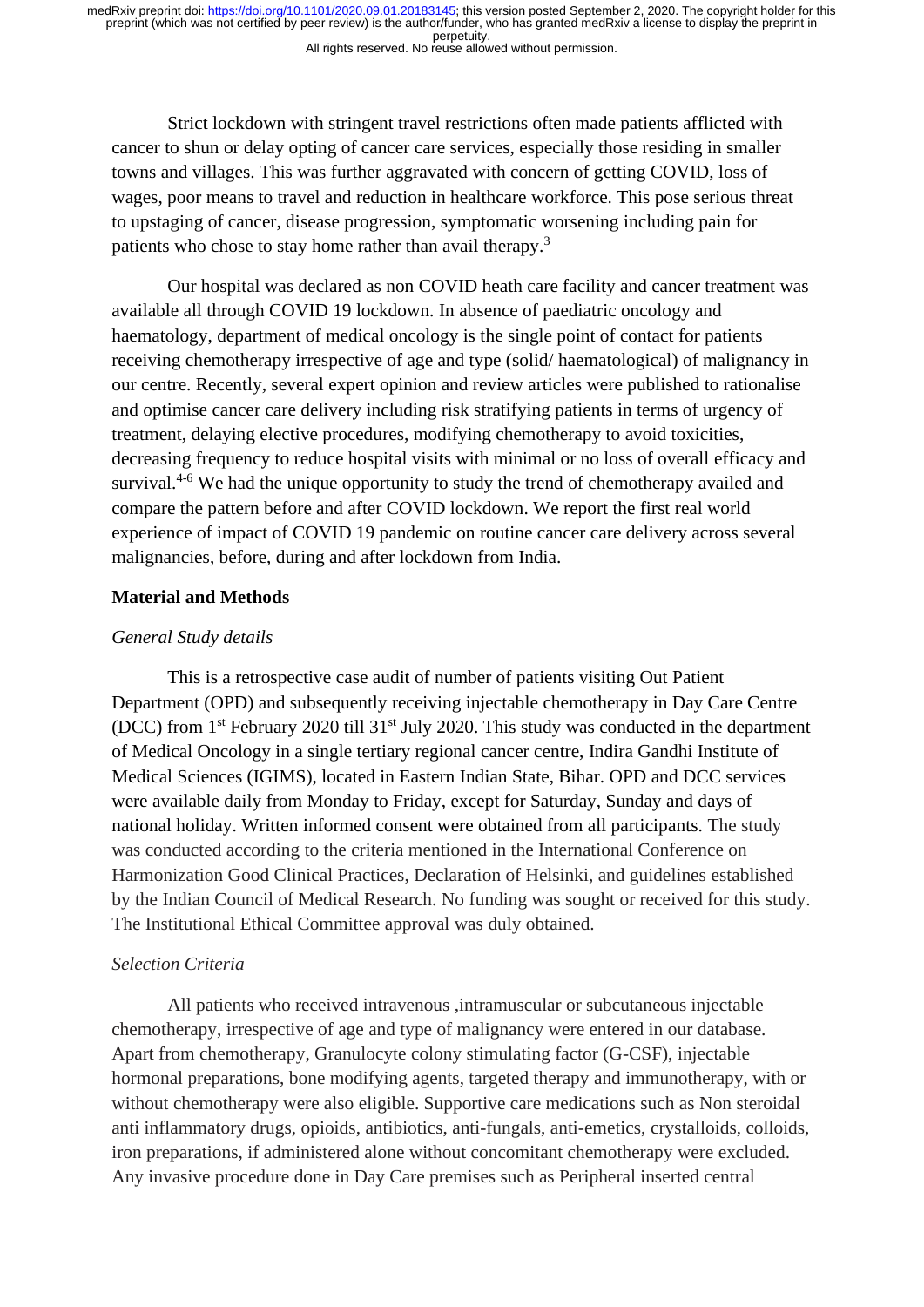Strict lockdown with stringent travel restrictions often made patients afflicted with cancer to shun or delay opting of cancer care services, especially those residing in smaller towns and villages. This was further aggravated with concern of getting COVID, loss of wages, poor means to travel and reduction in healthcare workforce. This pose serious threat to upstaging of cancer, disease progression, symptomatic worsening including pain for patients who chose to stay home rather than avail therapy.[3]

Our hospital was declared as non COVID heath care facility and cancer treatment was available all through COVID 19 lockdown. In absence of paediatric oncology and haematology, department of medical oncology is the single point of contact for patients receiving chemotherapy irrespective of age and type (solid/ haematological) of malignancy in our centre. Recently, several expert opinion and review articles were published to rationalise and optimise cancer care delivery including risk stratifying patients in terms of urgency of treatment, delaying elective procedures, modifying chemotherapy to avoid toxicities, decreasing frequency to reduce hospital visits with minimal or no loss of overall efficacy and survival.[4-6] We had the unique opportunity to study the trend of chemotherapy availed and compare the pattern before and after COVID lockdown. We report the first real world experience of impact of COVID 19 pandemic on routine cancer care delivery across several malignancies, before, during and after lockdown from India.

## Material and Methods

### *General Study details*

This is a retrospective case audit of number of patients visiting Out Patient Department (OPD) and subsequently receiving injectable chemotherapy in Day Care Centre (DCC) from 1st February 2020 till 31st July 2020. This study was conducted in the department of Medical Oncology in a single tertiary regional cancer centre, Indira Gandhi Institute of Medical Sciences (IGIMS), located in Eastern Indian State, Bihar. OPD and DCC services were available daily from Monday to Friday, except for Saturday, Sunday and days of national holiday. Written informed consent were obtained from all participants. The study was conducted according to the criteria mentioned in the International Conference on Harmonization Good Clinical Practices, Declaration of Helsinki, and guidelines established by the Indian Council of Medical Research. No funding was sought or received for this study. The Institutional Ethical Committee approval was duly obtained.

### *Selection Criteria*

All patients who received intravenous ,intramuscular or subcutaneous injectable chemotherapy, irrespective of age and type of malignancy were entered in our database. Apart from chemotherapy, Granulocyte colony stimulating factor (G-CSF), injectable hormonal preparations, bone modifying agents, targeted therapy and immunotherapy, with or without chemotherapy were also eligible. Supportive care medications such as Non steroidal anti inflammatory drugs, opioids, antibiotics, anti-fungals, anti-emetics, crystalloids, colloids, iron preparations, if administered alone without concomitant chemotherapy were excluded. Any invasive procedure done in Day Care premises such as Peripheral inserted central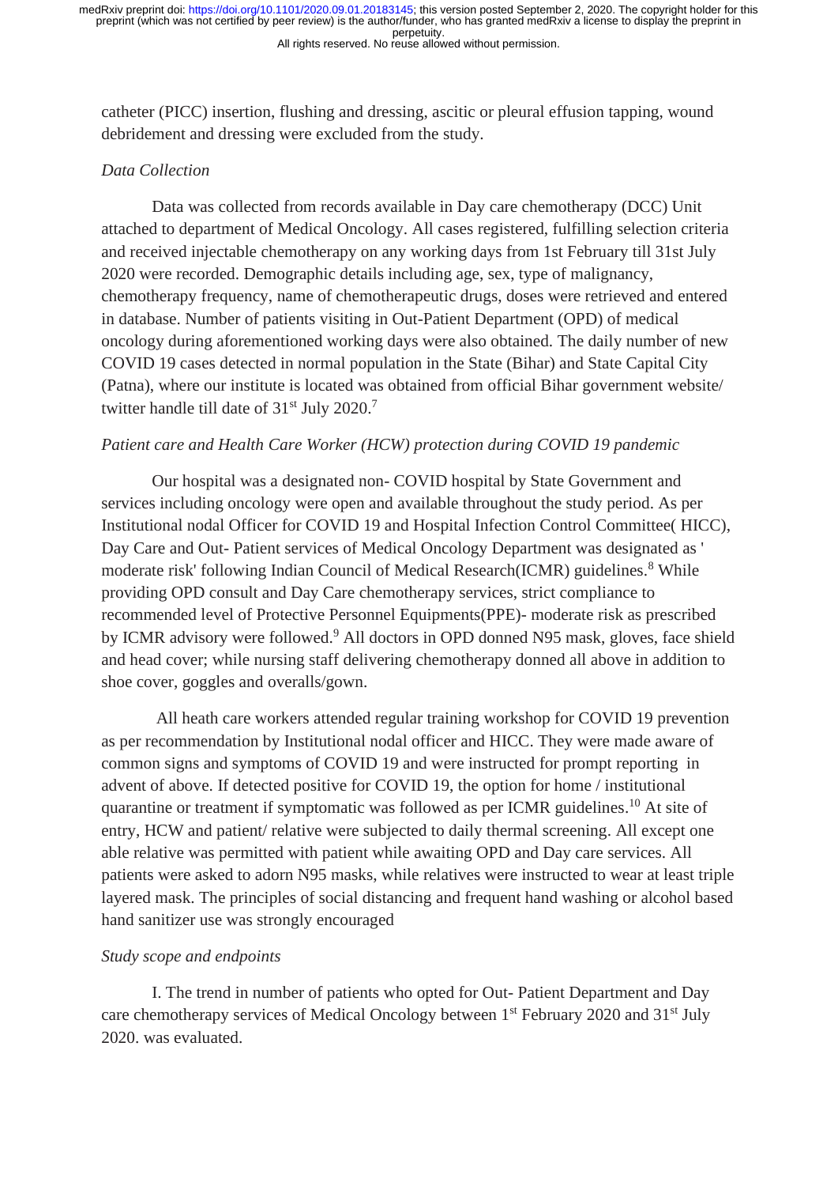catheter (PICC) insertion, flushing and dressing, ascitic or pleural effusion tapping, wound debridement and dressing were excluded from the study.

*Data Collection*

Data was collected from records available in Day care chemotherapy (DCC) Unit attached to department of Medical Oncology. All cases registered, fulfilling selection criteria and received injectable chemotherapy on any working days from 1st February till 31st July 2020 were recorded. Demographic details including age, sex, type of malignancy, chemotherapy frequency, name of chemotherapeutic drugs, doses were retrieved and entered in database. Number of patients visiting in Out-Patient Department (OPD) of medical oncology during aforementioned working days were also obtained. The daily number of new COVID 19 cases detected in normal population in the State (Bihar) and State Capital City (Patna), where our institute is located was obtained from official Bihar government website/ twitter handle till date of 31st July 2020.[7]

*Patient care and Health Care Worker (HCW) protection during COVID 19 pandemic*

Our hospital was a designated non- COVID hospital by State Government and services including oncology were open and available throughout the study period. As per Institutional nodal Officer for COVID 19 and Hospital Infection Control Committee( HICC), Day Care and Out- Patient services of Medical Oncology Department was designated as ' moderate risk' following Indian Council of Medical Research(ICMR) guidelines.[8] While providing OPD consult and Day Care chemotherapy services, strict compliance to recommended level of Protective Personnel Equipments(PPE)- moderate risk as prescribed by ICMR advisory were followed.[9] All doctors in OPD donned N95 mask, gloves, face shield and head cover; while nursing staff delivering chemotherapy donned all above in addition to shoe cover, goggles and overalls/gown.

All heath care workers attended regular training workshop for COVID 19 prevention as per recommendation by Institutional nodal officer and HICC. They were made aware of common signs and symptoms of COVID 19 and were instructed for prompt reporting in advent of above. If detected positive for COVID 19, the option for home / institutional quarantine or treatment if symptomatic was followed as per ICMR guidelines.[10] At site of entry, HCW and patient/ relative were subjected to daily thermal screening. All except one able relative was permitted with patient while awaiting OPD and Day care services. All patients were asked to adorn N95 masks, while relatives were instructed to wear at least triple layered mask. The principles of social distancing and frequent hand washing or alcohol based hand sanitizer use was strongly encouraged

*Study scope and endpoints*

I. The trend in number of patients who opted for Out- Patient Department and Day care chemotherapy services of Medical Oncology between 1st February 2020 and 31st July 2020. was evaluated.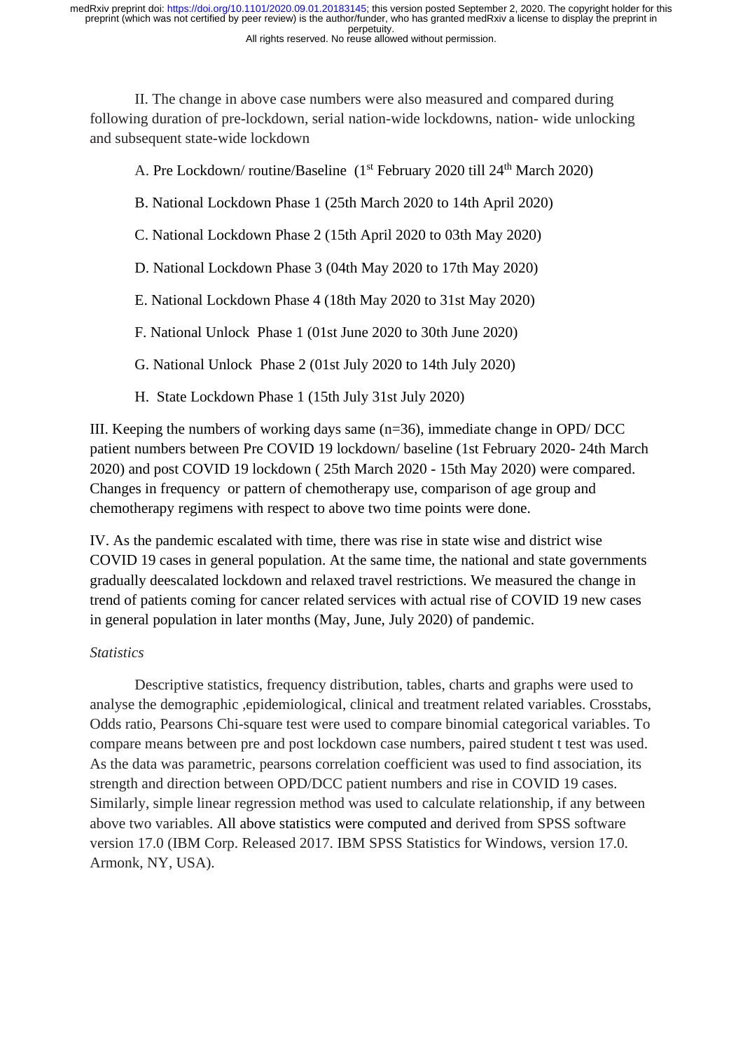II. The change in above case numbers were also measured and compared during following duration of pre-lockdown, serial nation-wide lockdowns, nation- wide unlocking and subsequent state-wide lockdown

A. Pre Lockdown/ routine/Baseline (1st February 2020 till 24th March 2020)

B. National Lockdown Phase 1 (25th March 2020 to 14th April 2020)

C. National Lockdown Phase 2 (15th April 2020 to 03th May 2020)

D. National Lockdown Phase 3 (04th May 2020 to 17th May 2020)

E. National Lockdown Phase 4 (18th May 2020 to 31st May 2020)

F. National Unlock Phase 1 (01st June 2020 to 30th June 2020)

G. National Unlock Phase 2 (01st July 2020 to 14th July 2020)

H. State Lockdown Phase 1 (15th July 31st July 2020)

III. Keeping the numbers of working days same (n=36), immediate change in OPD/ DCC patient numbers between Pre COVID 19 lockdown/ baseline (1st February 2020- 24th March 2020) and post COVID 19 lockdown ( 25th March 2020 - 15th May 2020) were compared. Changes in frequency or pattern of chemotherapy use, comparison of age group and chemotherapy regimens with respect to above two time points were done.

IV. As the pandemic escalated with time, there was rise in state wise and district wise COVID 19 cases in general population. At the same time, the national and state governments gradually deescalated lockdown and relaxed travel restrictions. We measured the change in trend of patients coming for cancer related services with actual rise of COVID 19 new cases in general population in later months (May, June, July 2020) of pandemic.

*Statistics*

Descriptive statistics, frequency distribution, tables, charts and graphs were used to analyse the demographic ,epidemiological, clinical and treatment related variables. Crosstabs, Odds ratio, Pearsons Chi-square test were used to compare binomial categorical variables. To compare means between pre and post lockdown case numbers, paired student t test was used. As the data was parametric, pearsons correlation coefficient was used to find association, its strength and direction between OPD/DCC patient numbers and rise in COVID 19 cases. Similarly, simple linear regression method was used to calculate relationship, if any between above two variables. All above statistics were computed and derived from SPSS software version 17.0 (IBM Corp. Released 2017. IBM SPSS Statistics for Windows, version 17.0. Armonk, NY, USA).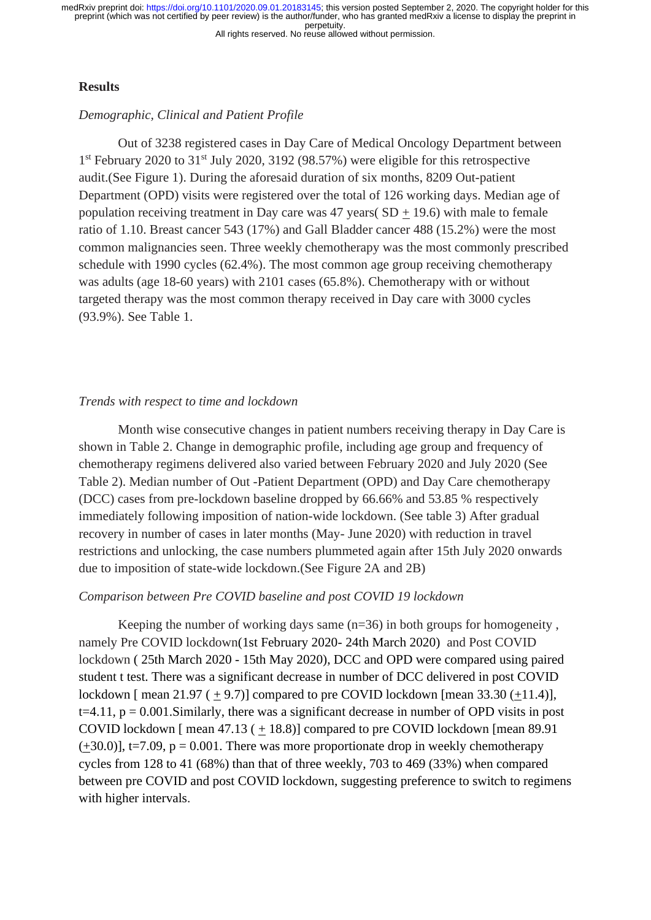## Results

*Demographic, Clinical and Patient Profile*

Out of 3238 registered cases in Day Care of Medical Oncology Department between 1[st] February 2020 to 31[st] July 2020, 3192 (98.57%) were eligible for this retrospective audit.(See Figure 1). During the aforesaid duration of six months, 8209 Out-patient Department (OPD) visits were registered over the total of 126 working days. Median age of population receiving treatment in Day care was 47 years( SD ± 19.6) with male to female ratio of 1.10. Breast cancer 543 (17%) and Gall Bladder cancer 488 (15.2%) were the most common malignancies seen. Three weekly chemotherapy was the most commonly prescribed schedule with 1990 cycles (62.4%). The most common age group receiving chemotherapy was adults (age 18-60 years) with 2101 cases (65.8%). Chemotherapy with or without targeted therapy was the most common therapy received in Day care with 3000 cycles (93.9%). See Table 1.

*Trends with respect to time and lockdown*

Month wise consecutive changes in patient numbers receiving therapy in Day Care is shown in Table 2. Change in demographic profile, including age group and frequency of chemotherapy regimens delivered also varied between February 2020 and July 2020 (See Table 2). Median number of Out -Patient Department (OPD) and Day Care chemotherapy (DCC) cases from pre-lockdown baseline dropped by 66.66% and 53.85 % respectively immediately following imposition of nation-wide lockdown. (See table 3) After gradual recovery in number of cases in later months (May- June 2020) with reduction in travel restrictions and unlocking, the case numbers plummeted again after 15th July 2020 onwards due to imposition of state-wide lockdown.(See Figure 2A and 2B)

*Comparison between Pre COVID baseline and post COVID 19 lockdown*

Keeping the number of working days same (n=36) in both groups for homogeneity , namely Pre COVID lockdown(1st February 2020- 24th March 2020) and Post COVID lockdown ( 25th March 2020 - 15th May 2020), DCC and OPD were compared using paired student t test. There was a significant decrease in number of DCC delivered in post COVID lockdown [ mean 21.97 ( ± 9.7)] compared to pre COVID lockdown [mean 33.30 (±11.4)], t=4.11, p = 0.001.Similarly, there was a significant decrease in number of OPD visits in post COVID lockdown [ mean 47.13 ( ± 18.8)] compared to pre COVID lockdown [mean 89.91 (±30.0)], t=7.09, p = 0.001. There was more proportionate drop in weekly chemotherapy cycles from 128 to 41 (68%) than that of three weekly, 703 to 469 (33%) when compared between pre COVID and post COVID lockdown, suggesting preference to switch to regimens with higher intervals.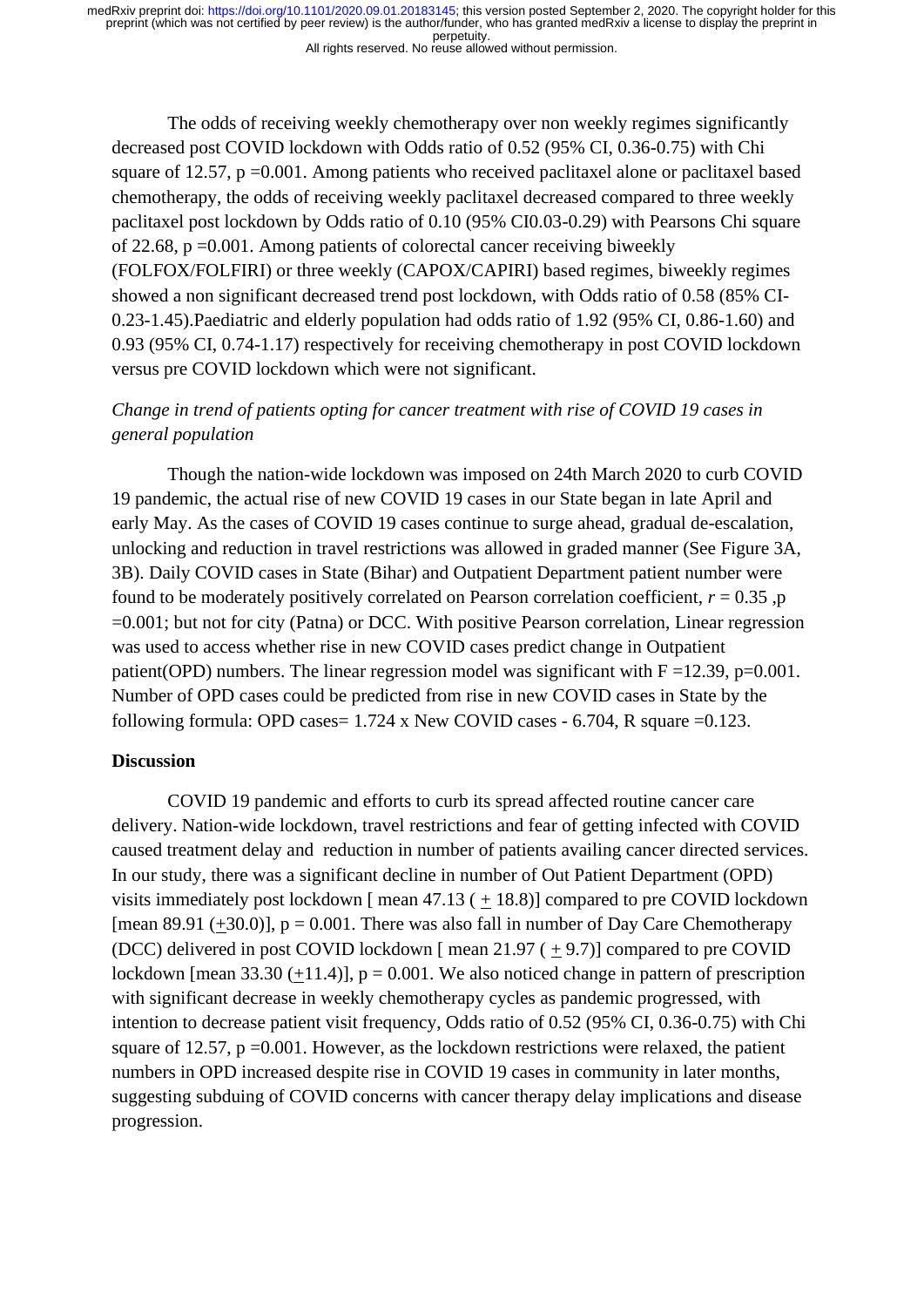The odds of receiving weekly chemotherapy over non weekly regimes significantly decreased post COVID lockdown with Odds ratio of 0.52 (95% CI, 0.36-0.75) with Chi square of 12.57, p =0.001. Among patients who received paclitaxel alone or paclitaxel based chemotherapy, the odds of receiving weekly paclitaxel decreased compared to three weekly paclitaxel post lockdown by Odds ratio of 0.10 (95% CI0.03-0.29) with Pearsons Chi square of 22.68, p =0.001. Among patients of colorectal cancer receiving biweekly (FOLFOX/FOLFIRI) or three weekly (CAPOX/CAPIRI) based regimes, biweekly regimes showed a non significant decreased trend post lockdown, with Odds ratio of 0.58 (85% CI- 0.23-1.45).Paediatric and elderly population had odds ratio of 1.92 (95% CI, 0.86-1.60) and 0.93 (95% CI, 0.74-1.17) respectively for receiving chemotherapy in post COVID lockdown versus pre COVID lockdown which were not significant.

*Change in trend of patients opting for cancer treatment with rise of COVID 19 cases in general population*

Though the nation-wide lockdown was imposed on 24th March 2020 to curb COVID 19 pandemic, the actual rise of new COVID 19 cases in our State began in late April and early May. As the cases of COVID 19 cases continue to surge ahead, gradual de-escalation, unlocking and reduction in travel restrictions was allowed in graded manner (See Figure 3A, 3B). Daily COVID cases in State (Bihar) and Outpatient Department patient number were found to be moderately positively correlated on Pearson correlation coefficient, $r = 0.35$ ,p =0.001; but not for city (Patna) or DCC. With positive Pearson correlation, Linear regression was used to access whether rise in new COVID cases predict change in Outpatient patient(OPD) numbers. The linear regression model was significant with F =12.39, p=0.001. Number of OPD cases could be predicted from rise in new COVID cases in State by the following formula: OPD cases= 1.724 x New COVID cases - 6.704, R square =0.123.

## Discussion

COVID 19 pandemic and efforts to curb its spread affected routine cancer care delivery. Nation-wide lockdown, travel restrictions and fear of getting infected with COVID caused treatment delay and reduction in number of patients availing cancer directed services. In our study, there was a significant decline in number of Out Patient Department (OPD) visits immediately post lockdown [ mean 47.13 ( $\pm$ 18.8)] compared to pre COVID lockdown [mean 89.91 ($\pm$30.0)], p = 0.001. There was also fall in number of Day Care Chemotherapy (DCC) delivered in post COVID lockdown [ mean 21.97 ( $\pm$ 9.7)] compared to pre COVID lockdown [mean 33.30 ($\pm$11.4)], p = 0.001. We also noticed change in pattern of prescription with significant decrease in weekly chemotherapy cycles as pandemic progressed, with intention to decrease patient visit frequency, Odds ratio of 0.52 (95% CI, 0.36-0.75) with Chi square of 12.57, p =0.001. However, as the lockdown restrictions were relaxed, the patient numbers in OPD increased despite rise in COVID 19 cases in community in later months, suggesting subduing of COVID concerns with cancer therapy delay implications and disease progression.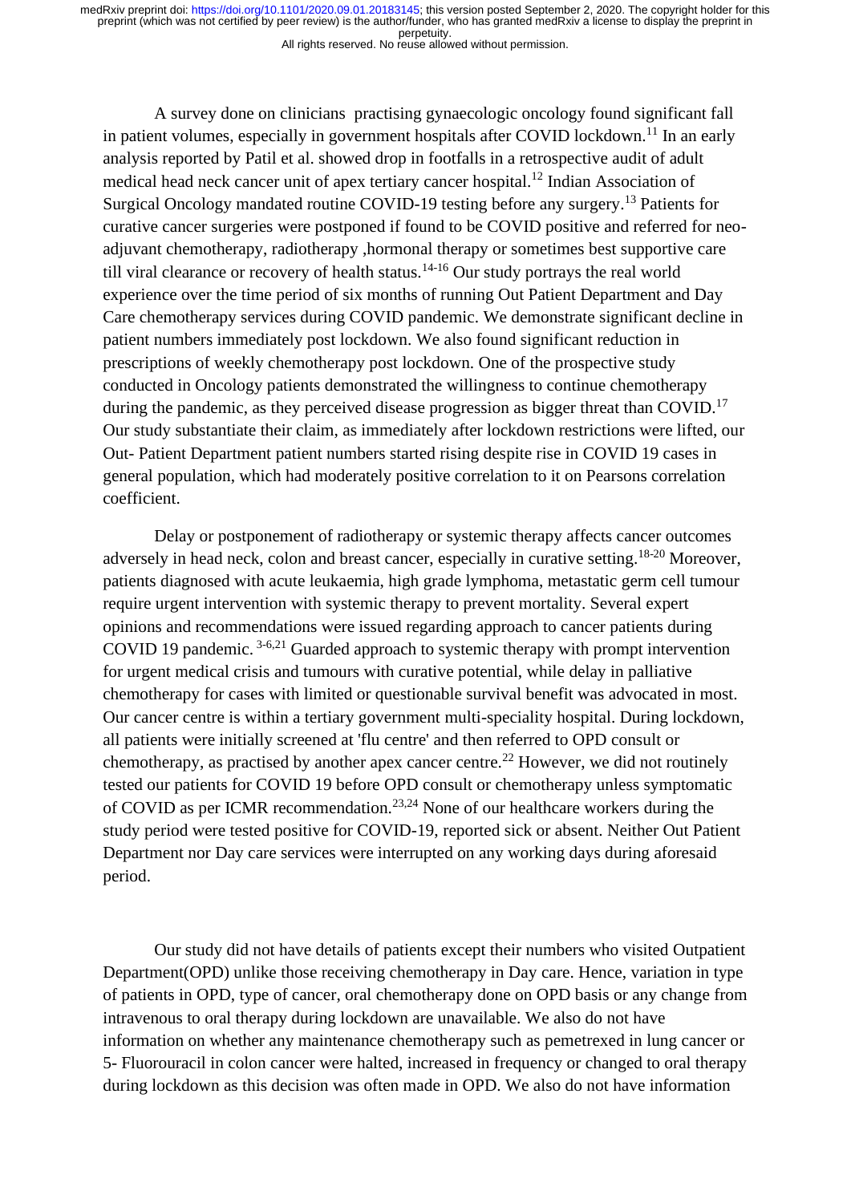A survey done on clinicians practising gynaecologic oncology found significant fall in patient volumes, especially in government hospitals after COVID lockdown.[11] In an early analysis reported by Patil et al. showed drop in footfalls in a retrospective audit of adult medical head neck cancer unit of apex tertiary cancer hospital.[12] Indian Association of Surgical Oncology mandated routine COVID-19 testing before any surgery.[13] Patients for curative cancer surgeries were postponed if found to be COVID positive and referred for neo-adjuvant chemotherapy, radiotherapy ,hormonal therapy or sometimes best supportive care till viral clearance or recovery of health status.[14-16] Our study portrays the real world experience over the time period of six months of running Out Patient Department and Day Care chemotherapy services during COVID pandemic. We demonstrate significant decline in patient numbers immediately post lockdown. We also found significant reduction in prescriptions of weekly chemotherapy post lockdown. One of the prospective study conducted in Oncology patients demonstrated the willingness to continue chemotherapy during the pandemic, as they perceived disease progression as bigger threat than COVID.[17] Our study substantiate their claim, as immediately after lockdown restrictions were lifted, our Out- Patient Department patient numbers started rising despite rise in COVID 19 cases in general population, which had moderately positive correlation to it on Pearsons correlation coefficient.

Delay or postponement of radiotherapy or systemic therapy affects cancer outcomes adversely in head neck, colon and breast cancer, especially in curative setting.[18-20] Moreover, patients diagnosed with acute leukaemia, high grade lymphoma, metastatic germ cell tumour require urgent intervention with systemic therapy to prevent mortality. Several expert opinions and recommendations were issued regarding approach to cancer patients during COVID 19 pandemic. [3-6,21] Guarded approach to systemic therapy with prompt intervention for urgent medical crisis and tumours with curative potential, while delay in palliative chemotherapy for cases with limited or questionable survival benefit was advocated in most. Our cancer centre is within a tertiary government multi-speciality hospital. During lockdown, all patients were initially screened at 'flu centre' and then referred to OPD consult or chemotherapy, as practised by another apex cancer centre.[22] However, we did not routinely tested our patients for COVID 19 before OPD consult or chemotherapy unless symptomatic of COVID as per ICMR recommendation.[23,24] None of our healthcare workers during the study period were tested positive for COVID-19, reported sick or absent. Neither Out Patient Department nor Day care services were interrupted on any working days during aforesaid period.

Our study did not have details of patients except their numbers who visited Outpatient Department(OPD) unlike those receiving chemotherapy in Day care. Hence, variation in type of patients in OPD, type of cancer, oral chemotherapy done on OPD basis or any change from intravenous to oral therapy during lockdown are unavailable. We also do not have information on whether any maintenance chemotherapy such as pemetrexed in lung cancer or 5- Fluorouracil in colon cancer were halted, increased in frequency or changed to oral therapy during lockdown as this decision was often made in OPD. We also do not have information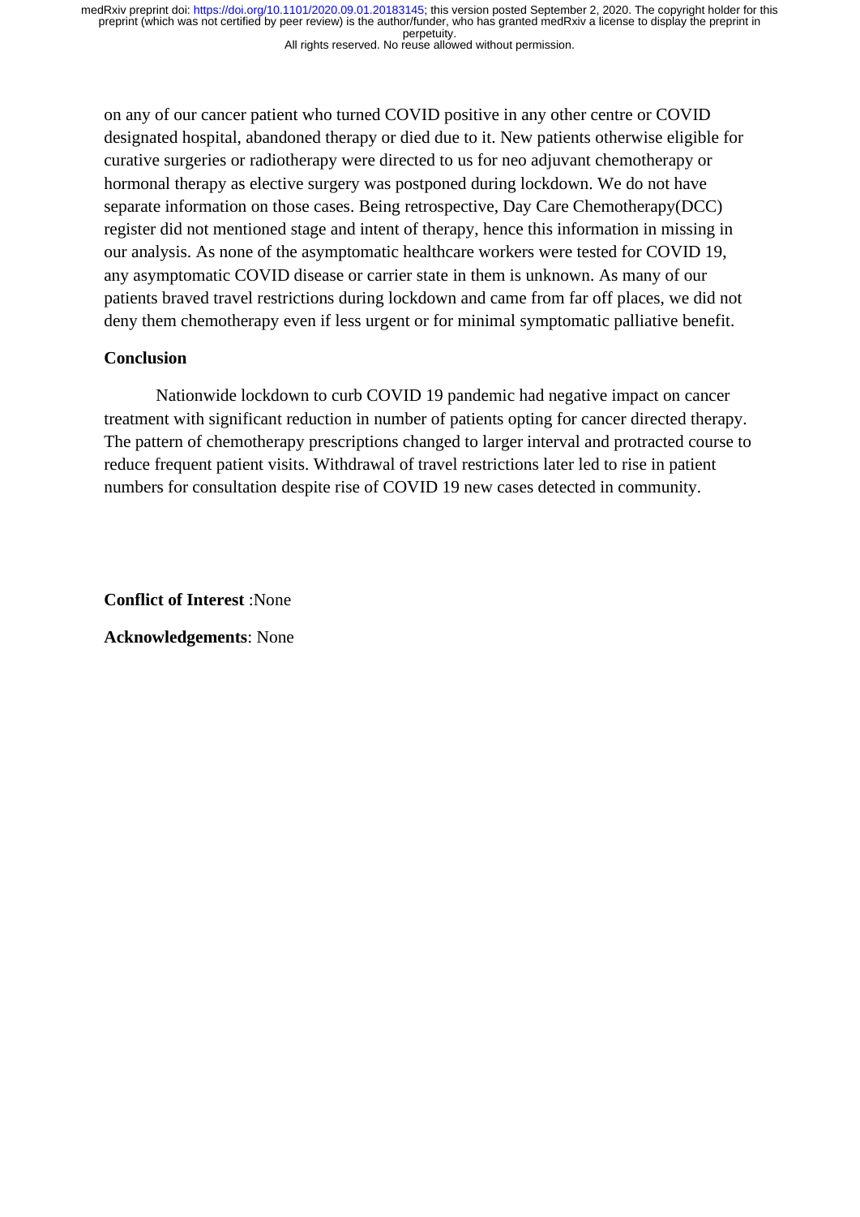on any of our cancer patient who turned COVID positive in any other centre or COVID designated hospital, abandoned therapy or died due to it. New patients otherwise eligible for curative surgeries or radiotherapy were directed to us for neo adjuvant chemotherapy or hormonal therapy as elective surgery was postponed during lockdown. We do not have separate information on those cases. Being retrospective, Day Care Chemotherapy(DCC) register did not mentioned stage and intent of therapy, hence this information in missing in our analysis. As none of the asymptomatic healthcare workers were tested for COVID 19, any asymptomatic COVID disease or carrier state in them is unknown. As many of our patients braved travel restrictions during lockdown and came from far off places, we did not deny them chemotherapy even if less urgent or for minimal symptomatic palliative benefit.

## Conclusion

Nationwide lockdown to curb COVID 19 pandemic had negative impact on cancer treatment with significant reduction in number of patients opting for cancer directed therapy. The pattern of chemotherapy prescriptions changed to larger interval and protracted course to reduce frequent patient visits. Withdrawal of travel restrictions later led to rise in patient numbers for consultation despite rise of COVID 19 new cases detected in community.

**Conflict of Interest** :None

**Acknowledgements**: None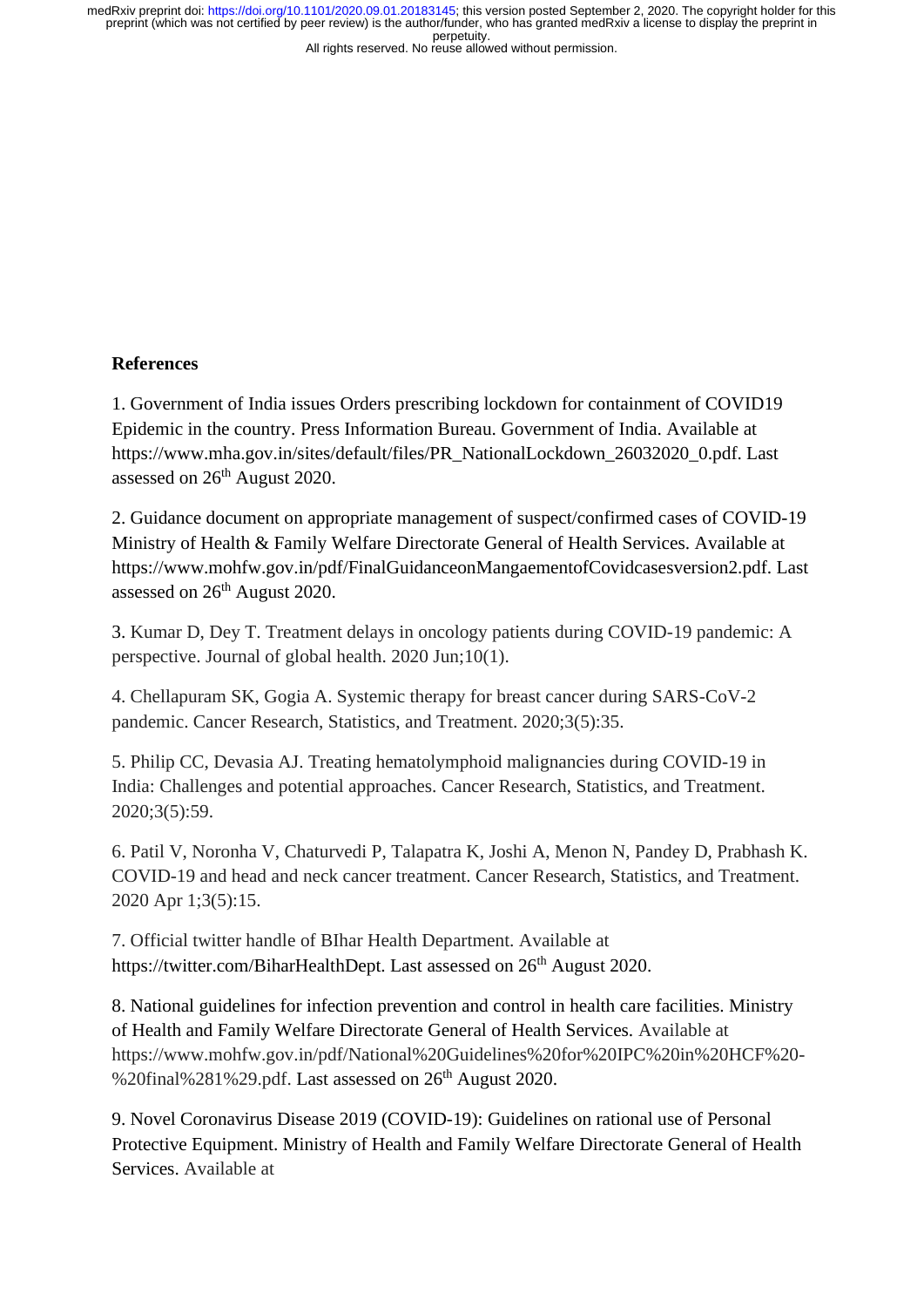## References

1. Government of India issues Orders prescribing lockdown for containment of COVID19 Epidemic in the country. Press Information Bureau. Government of India. Available at https://www.mha.gov.in/sites/default/files/PR_NationalLockdown_26032020_0.pdf. Last assessed on 26th August 2020.

2. Guidance document on appropriate management of suspect/confirmed cases of COVID-19 Ministry of Health & Family Welfare Directorate General of Health Services. Available at https://www.mohfw.gov.in/pdf/FinalGuidanceonMangaementofCovidcasesversion2.pdf. Last assessed on 26th August 2020.

3. Kumar D, Dey T. Treatment delays in oncology patients during COVID-19 pandemic: A perspective. Journal of global health. 2020 Jun;10(1).

4. Chellapuram SK, Gogia A. Systemic therapy for breast cancer during SARS-CoV-2 pandemic. Cancer Research, Statistics, and Treatment. 2020;3(5):35.

5. Philip CC, Devasia AJ. Treating hematolymphoid malignancies during COVID-19 in India: Challenges and potential approaches. Cancer Research, Statistics, and Treatment. 2020;3(5):59.

6. Patil V, Noronha V, Chaturvedi P, Talapatra K, Joshi A, Menon N, Pandey D, Prabhash K. COVID-19 and head and neck cancer treatment. Cancer Research, Statistics, and Treatment. 2020 Apr 1;3(5):15.

7. Official twitter handle of BIhar Health Department. Available at https://twitter.com/BiharHealthDept. Last assessed on 26th August 2020.

8. National guidelines for infection prevention and control in health care facilities. Ministry of Health and Family Welfare Directorate General of Health Services. Available at https://www.mohfw.gov.in/pdf/National%20Guidelines%20for%20IPC%20in%20HCF%20-%20final%281%29.pdf. Last assessed on 26th August 2020.

9. Novel Coronavirus Disease 2019 (COVID-19): Guidelines on rational use of Personal Protective Equipment. Ministry of Health and Family Welfare Directorate General of Health Services. Available at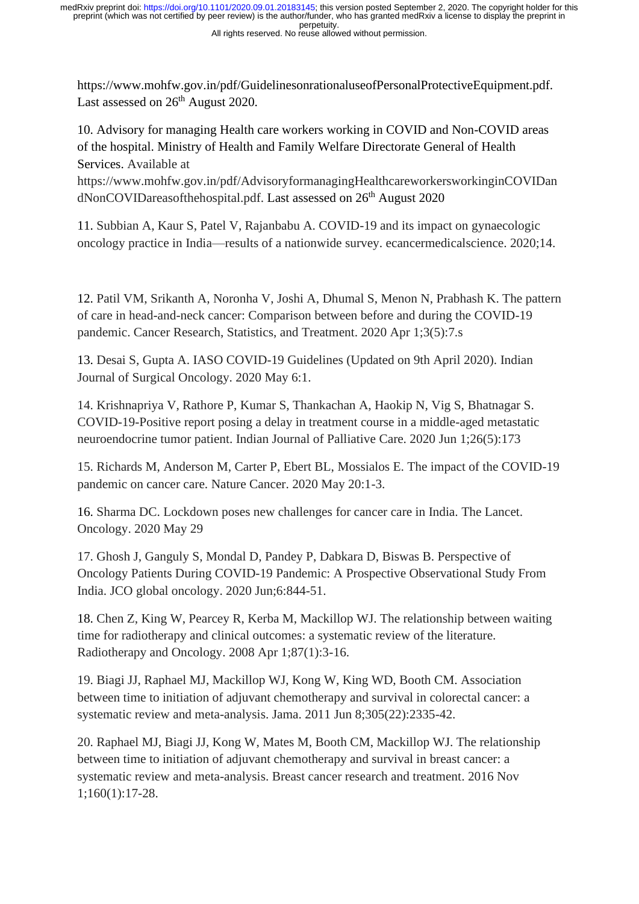https://www.mohfw.gov.in/pdf/GuidelinesonrationaluseofPersonalProtectiveEquipment.pdf. Last assessed on 26th August 2020.

10. Advisory for managing Health care workers working in COVID and Non-COVID areas of the hospital. Ministry of Health and Family Welfare Directorate General of Health Services. Available at https://www.mohfw.gov.in/pdf/AdvisoryformanagingHealthcareworkersworkinginCOVIDandNonCOVIDareasofthehospital.pdf. Last assessed on 26th August 2020

11. Subbian A, Kaur S, Patel V, Rajanbabu A. COVID-19 and its impact on gynaecologic oncology practice in India—results of a nationwide survey. ecancermedicalscience. 2020;14.

12. Patil VM, Srikanth A, Noronha V, Joshi A, Dhumal S, Menon N, Prabhash K. The pattern of care in head-and-neck cancer: Comparison between before and during the COVID-19 pandemic. Cancer Research, Statistics, and Treatment. 2020 Apr 1;3(5):7.s

13. Desai S, Gupta A. IASO COVID-19 Guidelines (Updated on 9th April 2020). Indian Journal of Surgical Oncology. 2020 May 6:1.

14. Krishnapriya V, Rathore P, Kumar S, Thankachan A, Haokip N, Vig S, Bhatnagar S. COVID-19-Positive report posing a delay in treatment course in a middle-aged metastatic neuroendocrine tumor patient. Indian Journal of Palliative Care. 2020 Jun 1;26(5):173

15. Richards M, Anderson M, Carter P, Ebert BL, Mossialos E. The impact of the COVID-19 pandemic on cancer care. Nature Cancer. 2020 May 20:1-3.

16. Sharma DC. Lockdown poses new challenges for cancer care in India. The Lancet. Oncology. 2020 May 29

17. Ghosh J, Ganguly S, Mondal D, Pandey P, Dabkara D, Biswas B. Perspective of Oncology Patients During COVID-19 Pandemic: A Prospective Observational Study From India. JCO global oncology. 2020 Jun;6:844-51.

18. Chen Z, King W, Pearcey R, Kerba M, Mackillop WJ. The relationship between waiting time for radiotherapy and clinical outcomes: a systematic review of the literature. Radiotherapy and Oncology. 2008 Apr 1;87(1):3-16.

19. Biagi JJ, Raphael MJ, Mackillop WJ, Kong W, King WD, Booth CM. Association between time to initiation of adjuvant chemotherapy and survival in colorectal cancer: a systematic review and meta-analysis. Jama. 2011 Jun 8;305(22):2335-42.

20. Raphael MJ, Biagi JJ, Kong W, Mates M, Booth CM, Mackillop WJ. The relationship between time to initiation of adjuvant chemotherapy and survival in breast cancer: a systematic review and meta-analysis. Breast cancer research and treatment. 2016 Nov 1;160(1):17-28.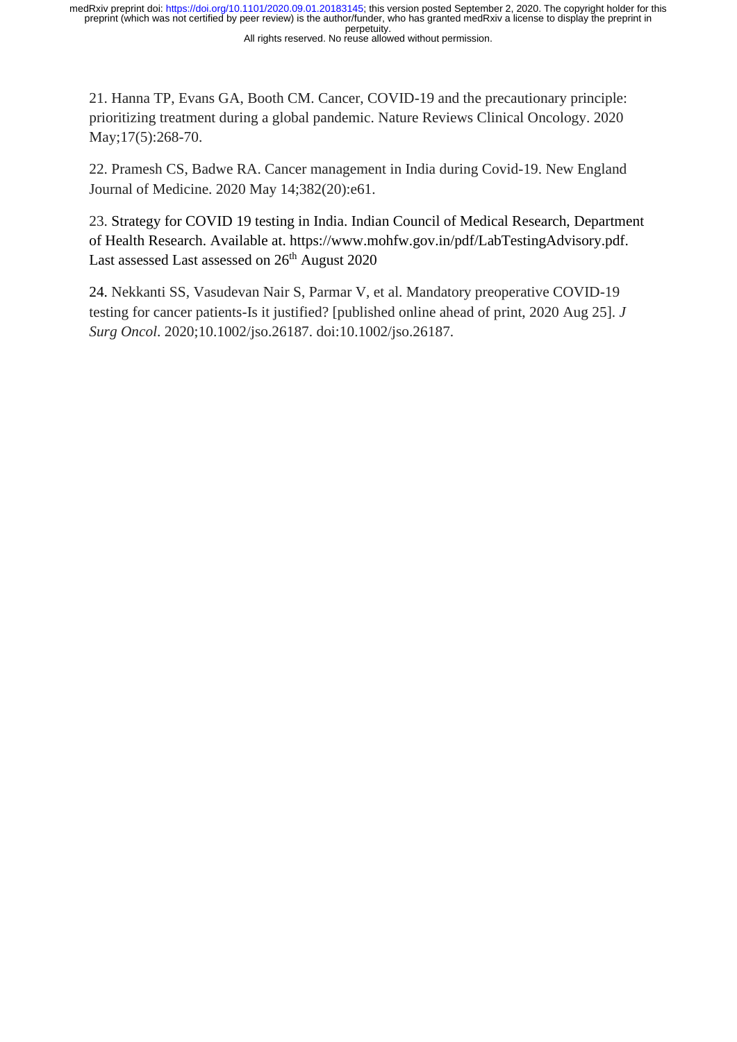21. Hanna TP, Evans GA, Booth CM. Cancer, COVID-19 and the precautionary principle: prioritizing treatment during a global pandemic. Nature Reviews Clinical Oncology. 2020 May;17(5):268-70.

22. Pramesh CS, Badwe RA. Cancer management in India during Covid-19. New England Journal of Medicine. 2020 May 14;382(20):e61.

23. Strategy for COVID 19 testing in India. Indian Council of Medical Research, Department of Health Research. Available at. https://www.mohfw.gov.in/pdf/LabTestingAdvisory.pdf. Last assessed Last assessed on 26th August 2020

24. Nekkanti SS, Vasudevan Nair S, Parmar V, et al. Mandatory preoperative COVID-19 testing for cancer patients-Is it justified? [published online ahead of print, 2020 Aug 25]. *J Surg Oncol*. 2020;10.1002/jso.26187. doi:10.1002/jso.26187.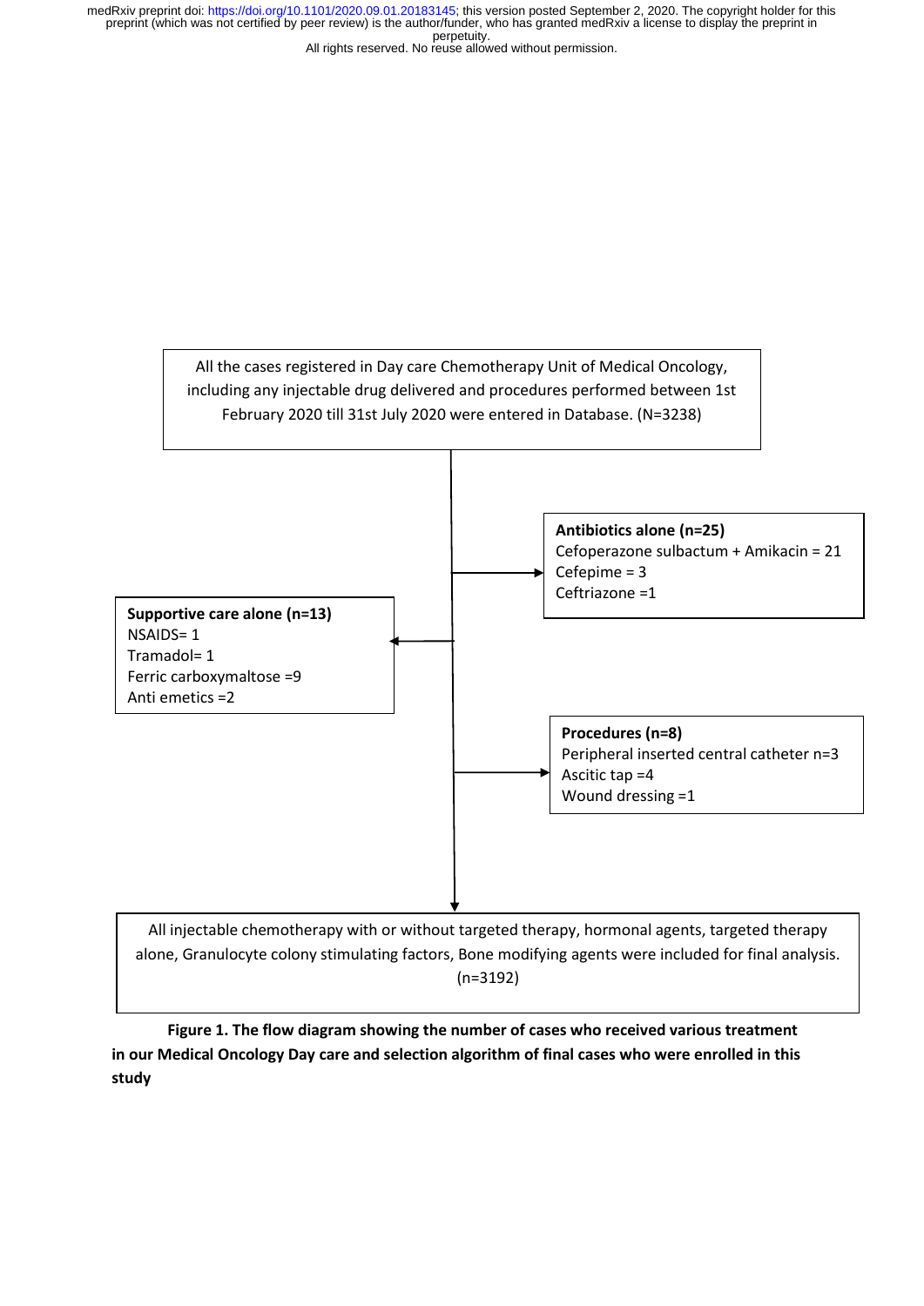All the cases registered in Day care Chemotherapy Unit of Medical Oncology, including any injectable drug delivered and procedures performed between 1st February 2020 till 31st July 2020 were entered in Database. (N=3238)

**Antibiotics alone (n=25)**
Cefoperazone sulbactum + Amikacin = 21
Cefepime = 3
Ceftriazone =1

**Supportive care alone (n=13)**
NSAIDS= 1
Tramadol= 1
Ferric carboxymaltose =9
Anti emetics =2

**Procedures (n=8)**
Peripheral inserted central catheter n=3
Ascitic tap =4
Wound dressing =1

All injectable chemotherapy with or without targeted therapy, hormonal agents, targeted therapy alone, Granulocyte colony stimulating factors, Bone modifying agents were included for final analysis. (n=3192)

**Figure 1. The flow diagram showing the number of cases who received various treatment in our Medical Oncology Day care and selection algorithm of final cases who were enrolled in this study**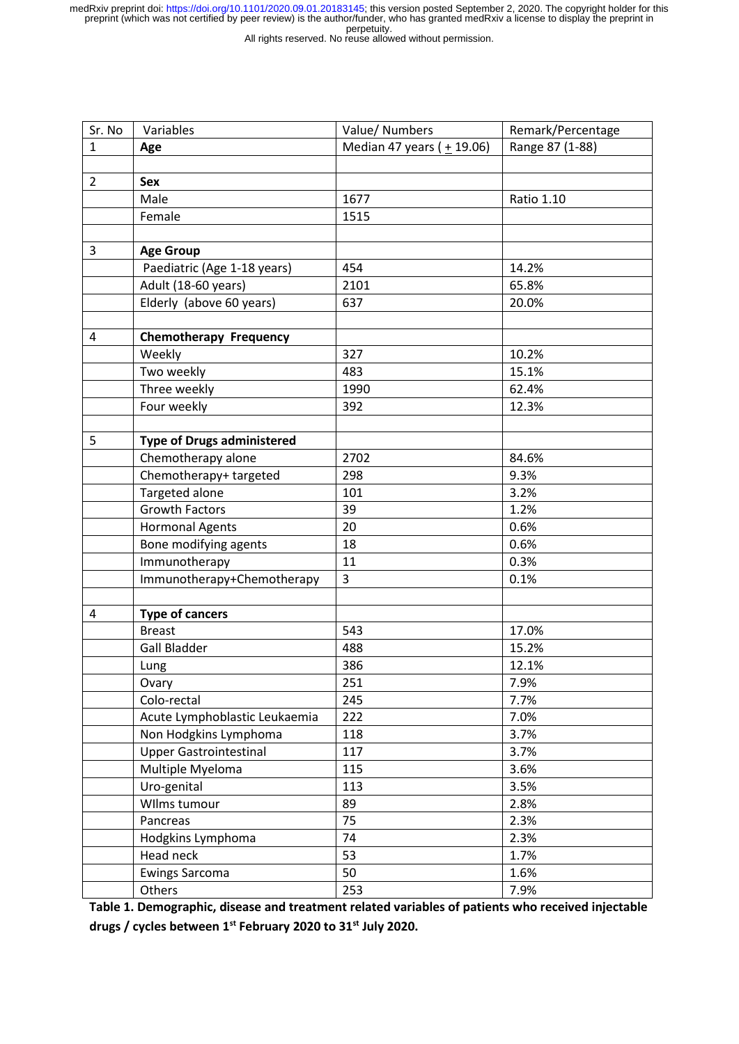| Sr. No | Variables | Value/ Numbers | Remark/Percentage |
|---|---|---|---|
| 1 | **Age** | Median 47 years ( $\pm$ 19.06) | Range 87 (1-88) |
| | | | |
| 2 | **Sex** | | |
| | Male | 1677 | Ratio 1.10 |
| | Female | 1515 | |
| | | | |
| 3 | **Age Group** | | |
| | Paediatric (Age 1-18 years) | 454 | 14.2% |
| | Adult (18-60 years) | 2101 | 65.8% |
| | Elderly (above 60 years) | 637 | 20.0% |
| | | | |
| 4 | **Chemotherapy Frequency** | | |
| | Weekly | 327 | 10.2% |
| | Two weekly | 483 | 15.1% |
| | Three weekly | 1990 | 62.4% |
| | Four weekly | 392 | 12.3% |
| | | | |
| 5 | **Type of Drugs administered** | | |
| | Chemotherapy alone | 2702 | 84.6% |
| | Chemotherapy+ targeted | 298 | 9.3% |
| | Targeted alone | 101 | 3.2% |
| | Growth Factors | 39 | 1.2% |
| | Hormonal Agents | 20 | 0.6% |
| | Bone modifying agents | 18 | 0.6% |
| | Immunotherapy | 11 | 0.3% |
| | Immunotherapy+Chemotherapy | 3 | 0.1% |
| | | | |
| 4 | **Type of cancers** | | |
| | Breast | 543 | 17.0% |
| | Gall Bladder | 488 | 15.2% |
| | Lung | 386 | 12.1% |
| | Ovary | 251 | 7.9% |
| | Colo-rectal | 245 | 7.7% |
| | Acute Lymphoblastic Leukaemia | 222 | 7.0% |
| | Non Hodgkins Lymphoma | 118 | 3.7% |
| | Upper Gastrointestinal | 117 | 3.7% |
| | Multiple Myeloma | 115 | 3.6% |
| | Uro-genital | 113 | 3.5% |
| | Wllms tumour | 89 | 2.8% |
| | Pancreas | 75 | 2.3% |
| | Hodgkins Lymphoma | 74 | 2.3% |
| | Head neck | 53 | 1.7% |
| | Ewings Sarcoma | 50 | 1.6% |
| | Others | 253 | 7.9% |

**Table 1. Demographic, disease and treatment related variables of patients who received injectable drugs / cycles between 1st February 2020 to 31st July 2020.**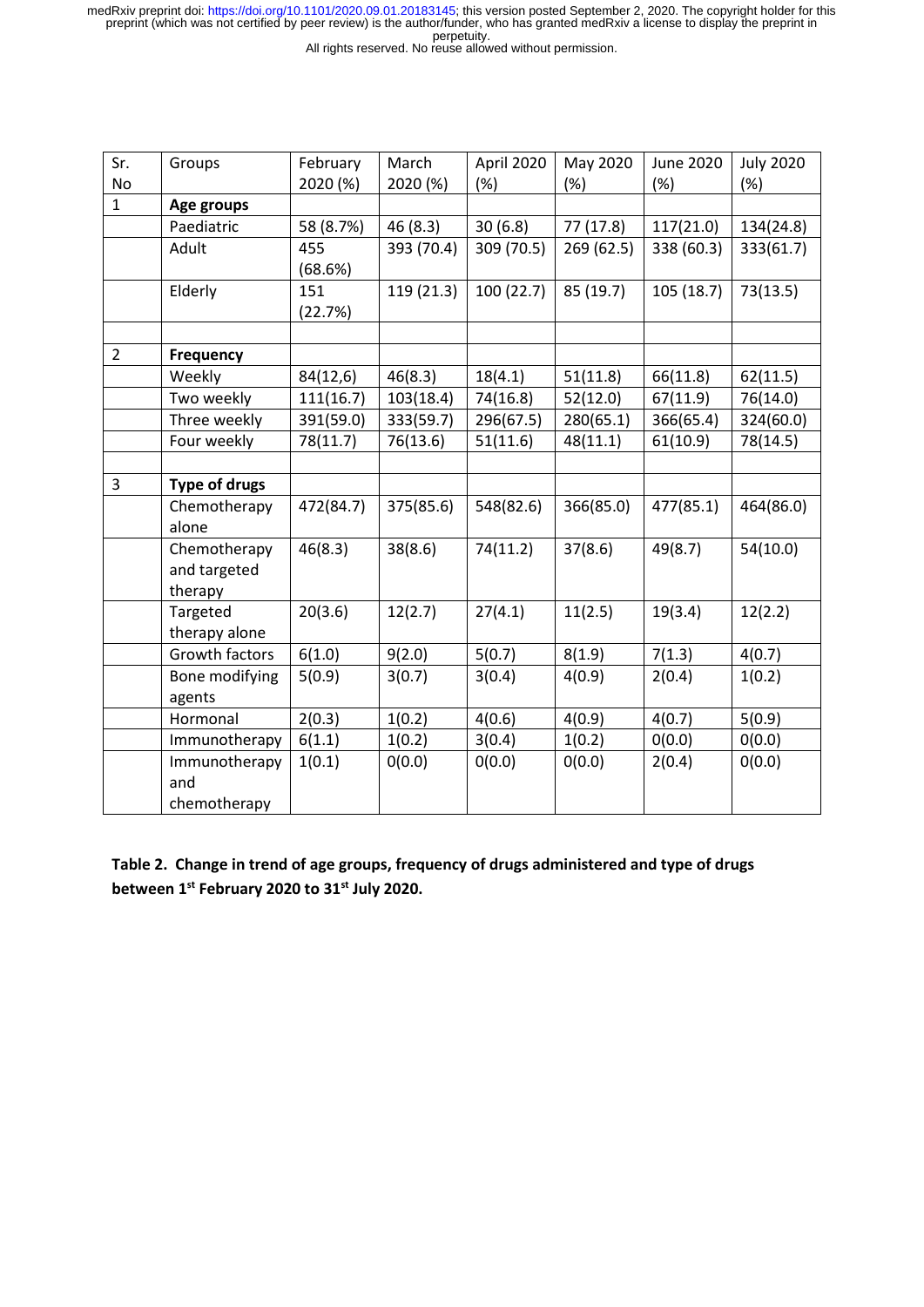| Sr. No | Groups | February 2020 (%) | March 2020 (%) | April 2020 (%) | May 2020 (%) | June 2020 (%) | July 2020 (%) |
|---|---|---|---|---|---|---|---|
| 1 | **Age groups** | | | | | | |
| | Paediatric | 58 (8.7%) | 46 (8.3) | 30 (6.8) | 77 (17.8) | 117(21.0) | 134(24.8) |
| | Adult | 455 (68.6%) | 393 (70.4) | 309 (70.5) | 269 (62.5) | 338 (60.3) | 333(61.7) |
| | Elderly | 151 (22.7%) | 119 (21.3) | 100 (22.7) | 85 (19.7) | 105 (18.7) | 73(13.5) |
| | | | | | | | |
| 2 | **Frequency** | | | | | | |
| | Weekly | 84(12,6) | 46(8.3) | 18(4.1) | 51(11.8) | 66(11.8) | 62(11.5) |
| | Two weekly | 111(16.7) | 103(18.4) | 74(16.8) | 52(12.0) | 67(11.9) | 76(14.0) |
| | Three weekly | 391(59.0) | 333(59.7) | 296(67.5) | 280(65.1) | 366(65.4) | 324(60.0) |
| | Four weekly | 78(11.7) | 76(13.6) | 51(11.6) | 48(11.1) | 61(10.9) | 78(14.5) |
| | | | | | | | |
| 3 | **Type of drugs** | | | | | | |
| | Chemotherapy alone | 472(84.7) | 375(85.6) | 548(82.6) | 366(85.0) | 477(85.1) | 464(86.0) |
| | Chemotherapy and targeted therapy | 46(8.3) | 38(8.6) | 74(11.2) | 37(8.6) | 49(8.7) | 54(10.0) |
| | Targeted therapy alone | 20(3.6) | 12(2.7) | 27(4.1) | 11(2.5) | 19(3.4) | 12(2.2) |
| | Growth factors | 6(1.0) | 9(2.0) | 5(0.7) | 8(1.9) | 7(1.3) | 4(0.7) |
| | Bone modifying agents | 5(0.9) | 3(0.7) | 3(0.4) | 4(0.9) | 2(0.4) | 1(0.2) |
| | Hormonal | 2(0.3) | 1(0.2) | 4(0.6) | 4(0.9) | 4(0.7) | 5(0.9) |
| | Immunotherapy | 6(1.1) | 1(0.2) | 3(0.4) | 1(0.2) | 0(0.0) | 0(0.0) |
| | Immunotherapy and chemotherapy | 1(0.1) | 0(0.0) | 0(0.0) | 0(0.0) | 2(0.4) | 0(0.0) |

**Table 2. Change in trend of age groups, frequency of drugs administered and type of drugs between 1st February 2020 to 31st July 2020.**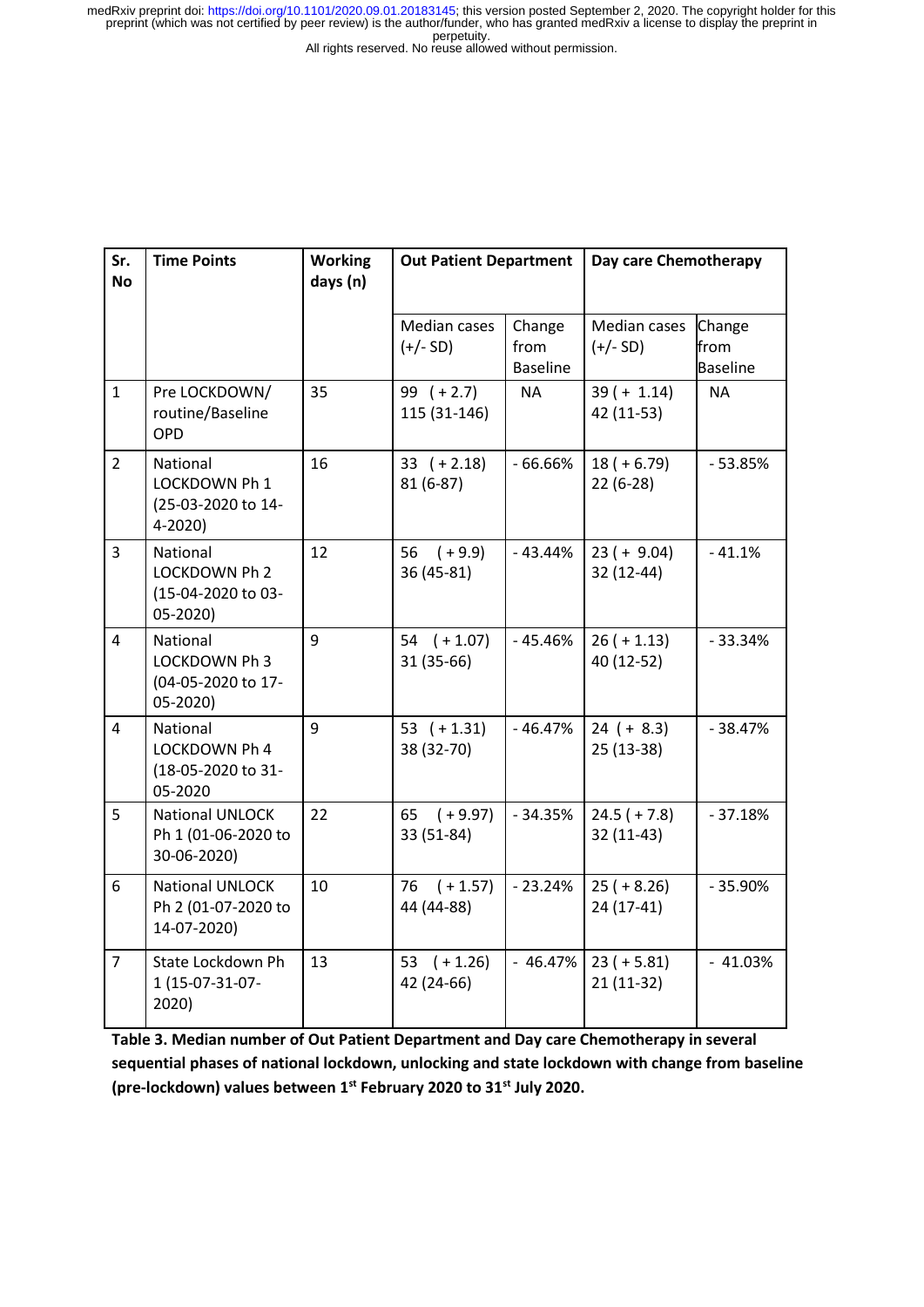| Sr. No | Time Points | Working days (n) | Out Patient Department | | Day care Chemotherapy | |
|---|---|---|---|---|---|---|
| | | | Median cases (+/- SD) | Change from Baseline | Median cases (+/- SD) | Change from Baseline |
| 1 | Pre LOCKDOWN/ routine/Baseline OPD | 35 | 99 ( + 2.7) 115 (31-146) | NA | 39 ( + 1.14) 42 (11-53) | NA |
| 2 | National LOCKDOWN Ph 1 (25-03-2020 to 14-4-2020) | 16 | 33 ( + 2.18) 81 (6-87) | - 66.66% | 18 ( + 6.79) 22 (6-28) | - 53.85% |
| 3 | National LOCKDOWN Ph 2 (15-04-2020 to 03-05-2020) | 12 | 56 ( + 9.9) 36 (45-81) | - 43.44% | 23 ( + 9.04) 32 (12-44) | - 41.1% |
| 4 | National LOCKDOWN Ph 3 (04-05-2020 to 17-05-2020) | 9 | 54 ( + 1.07) 31 (35-66) | - 45.46% | 26 ( + 1.13) 40 (12-52) | - 33.34% |
| 4 | National LOCKDOWN Ph 4 (18-05-2020 to 31-05-2020 | 9 | 53 ( + 1.31) 38 (32-70) | - 46.47% | 24 ( + 8.3) 25 (13-38) | - 38.47% |
| 5 | National UNLOCK Ph 1 (01-06-2020 to 30-06-2020) | 22 | 65 ( + 9.97) 33 (51-84) | - 34.35% | 24.5 ( + 7.8) 32 (11-43) | - 37.18% |
| 6 | National UNLOCK Ph 2 (01-07-2020 to 14-07-2020) | 10 | 76 ( + 1.57) 44 (44-88) | - 23.24% | 25 ( + 8.26) 24 (17-41) | - 35.90% |
| 7 | State Lockdown Ph 1 (15-07-31-07-2020) | 13 | 53 ( + 1.26) 42 (24-66) | - 46.47% | 23 ( + 5.81) 21 (11-32) | - 41.03% |

**Table 3. Median number of Out Patient Department and Day care Chemotherapy in several sequential phases of national lockdown, unlocking and state lockdown with change from baseline (pre-lockdown) values between 1st February 2020 to 31st July 2020.**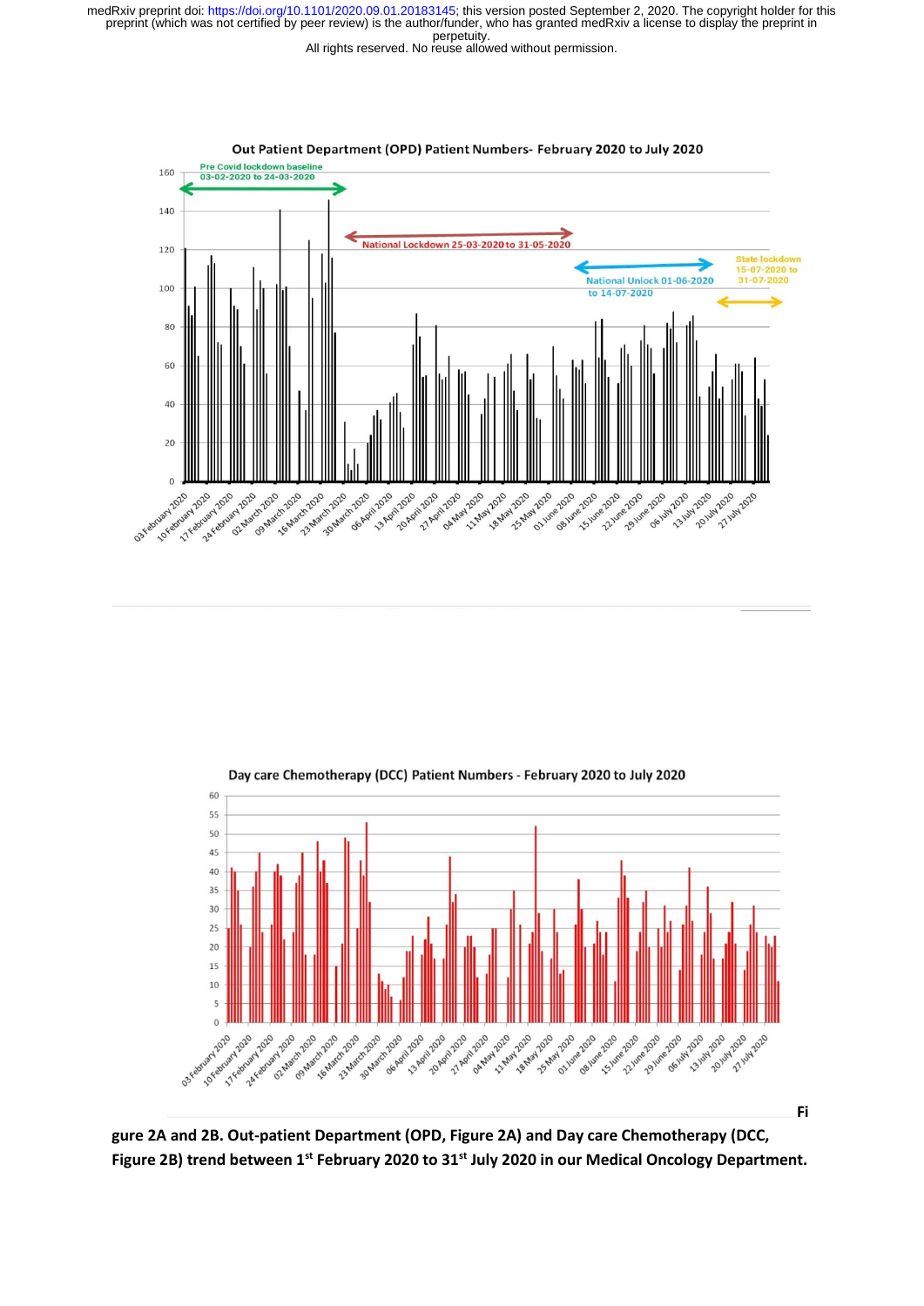Figure 2A and 2B. Out-patient Department (OPD, Figure 2A) and Day care Chemotherapy (DCC, Figure 2B) trend between 1st February 2020 to 31st July 2020 in our Medical Oncology Department.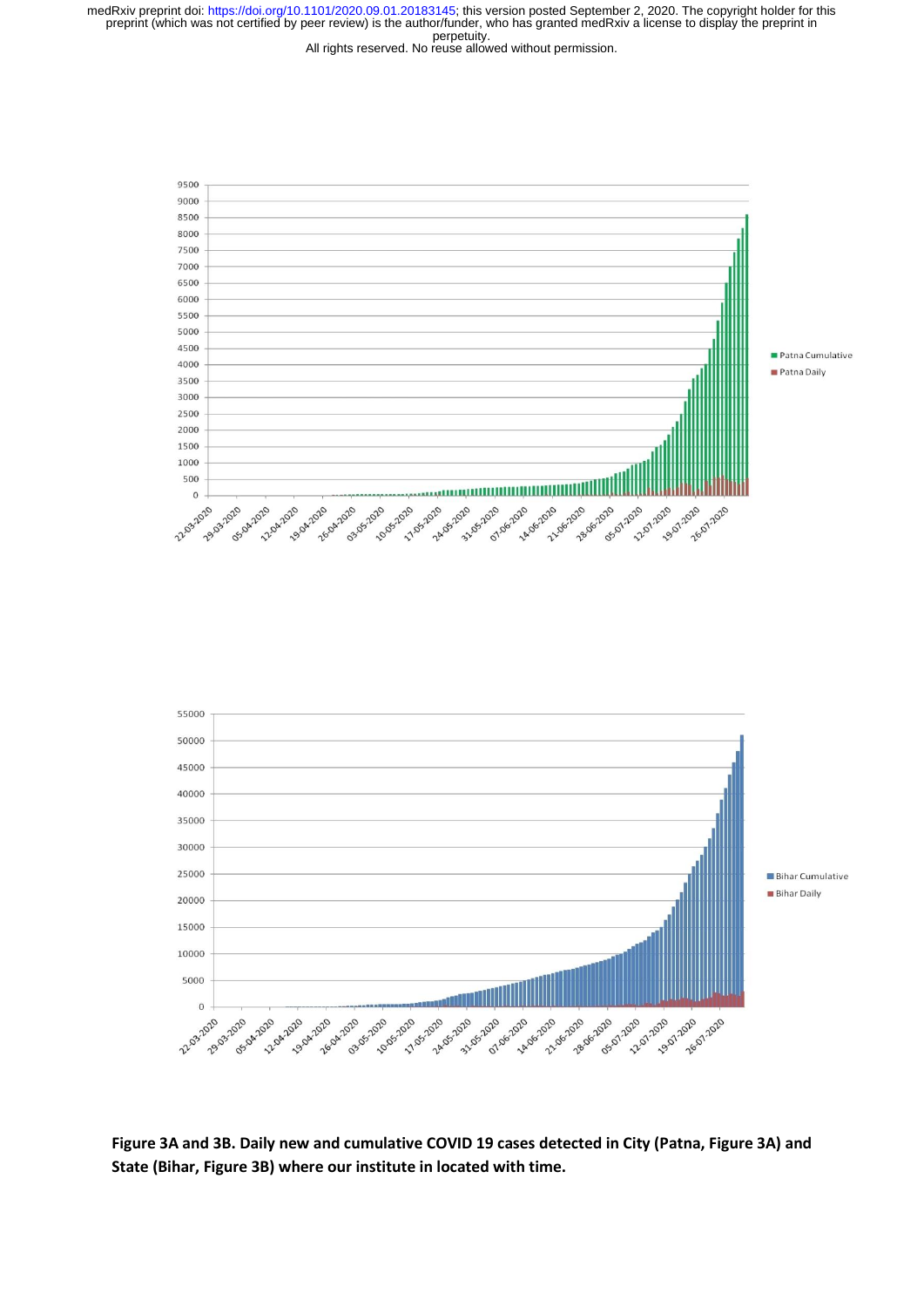**Figure 3A and 3B. Daily new and cumulative COVID 19 cases detected in City (Patna, Figure 3A) and State (Bihar, Figure 3B) where our institute in located with time.**